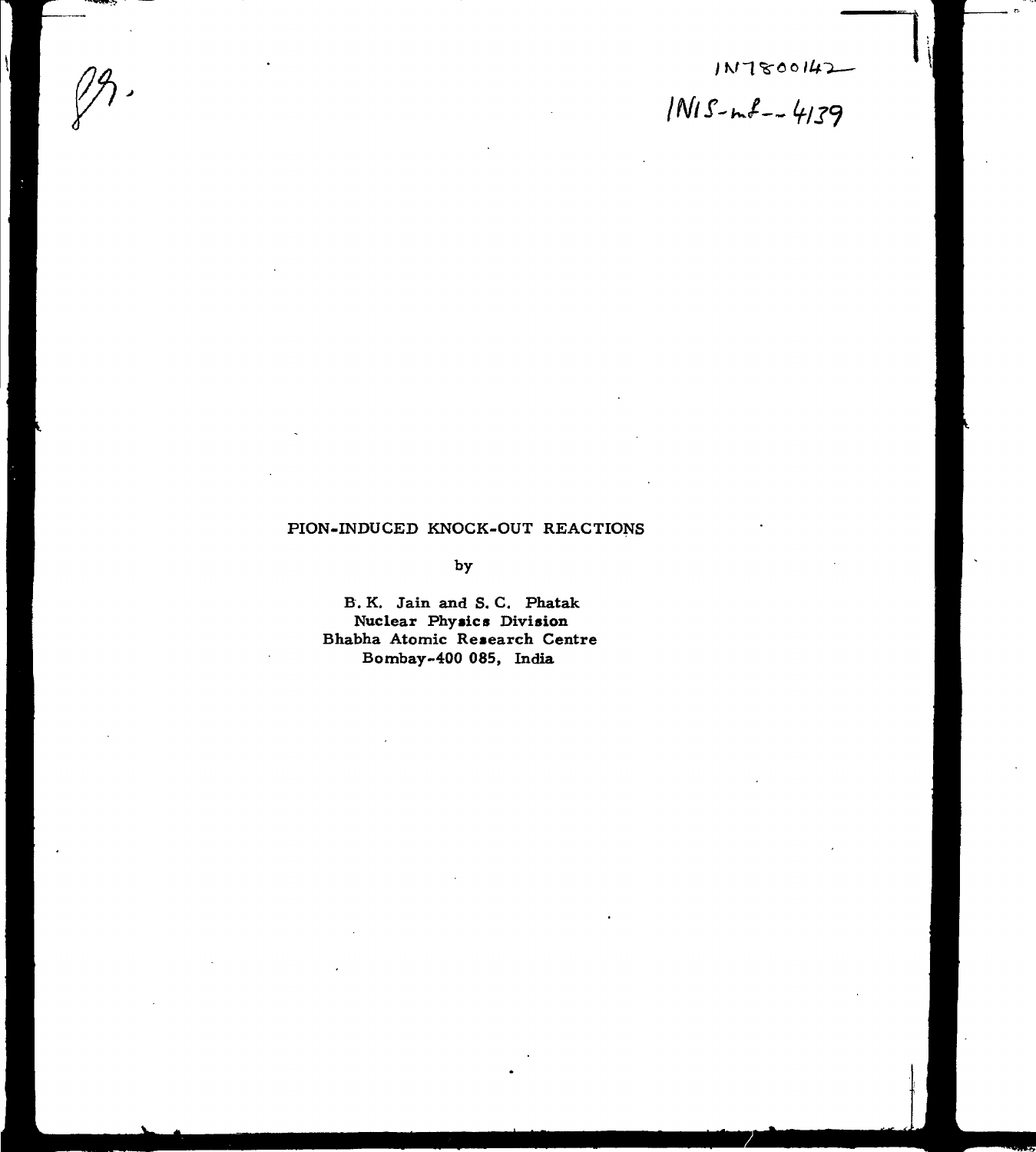IN7800142

INIS-mf--4139

# PION-INDUCED KNOCK-OUT REACTIONS

by

B. K. Jain and S. C. Phatak
Nuclear Physics Division
Bhabha Atomic Research Centre
Bombay-400 085, India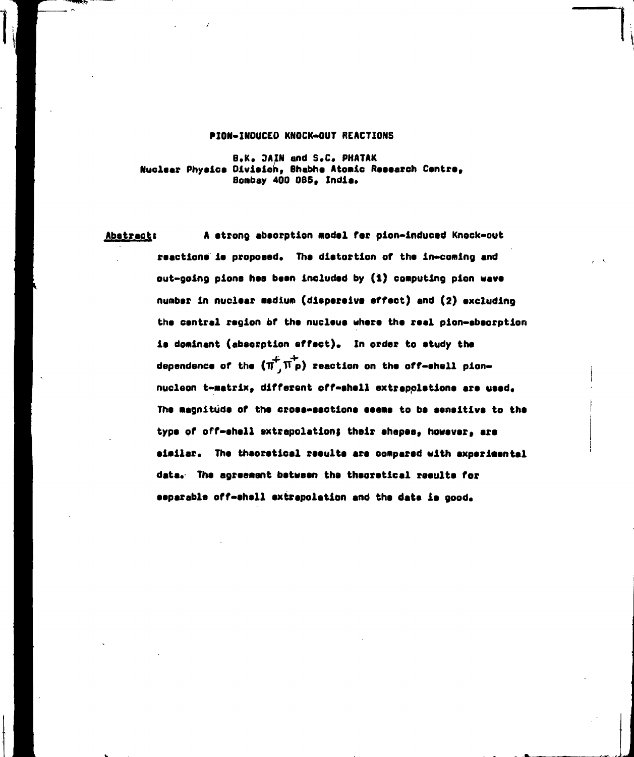# PION-INDUCED KNOCK-OUT REACTIONS

B.K. JAIN and S.C. PHATAK
Nuclear Physics Division, Bhabha Atomic Research Centre,
Bombay 400 085, India.

**Abstract:** A strong absorption model for pion-induced Knock-out reactions is proposed. The distortion of the in-coming and out-going pions has been included by (1) computing pion wave number in nuclear medium (dispersive effect) and (2) excluding the central region of the nucleus where the real pion-absorption is dominant (absorption effect). In order to study the dependence of the $(\pi^+, \pi^+ p)$ reaction on the off-shell pion-nucleon t-matrix, different off-shell extrapolations are used. The magnitude of the cross-sections seems to be sensitive to the type of off-shell extrapolation; their shapes, however, are similar. The theoretical results are compared with experimental data. The agreement between the theoretical results for separable off-shell extrapolation and the data is good.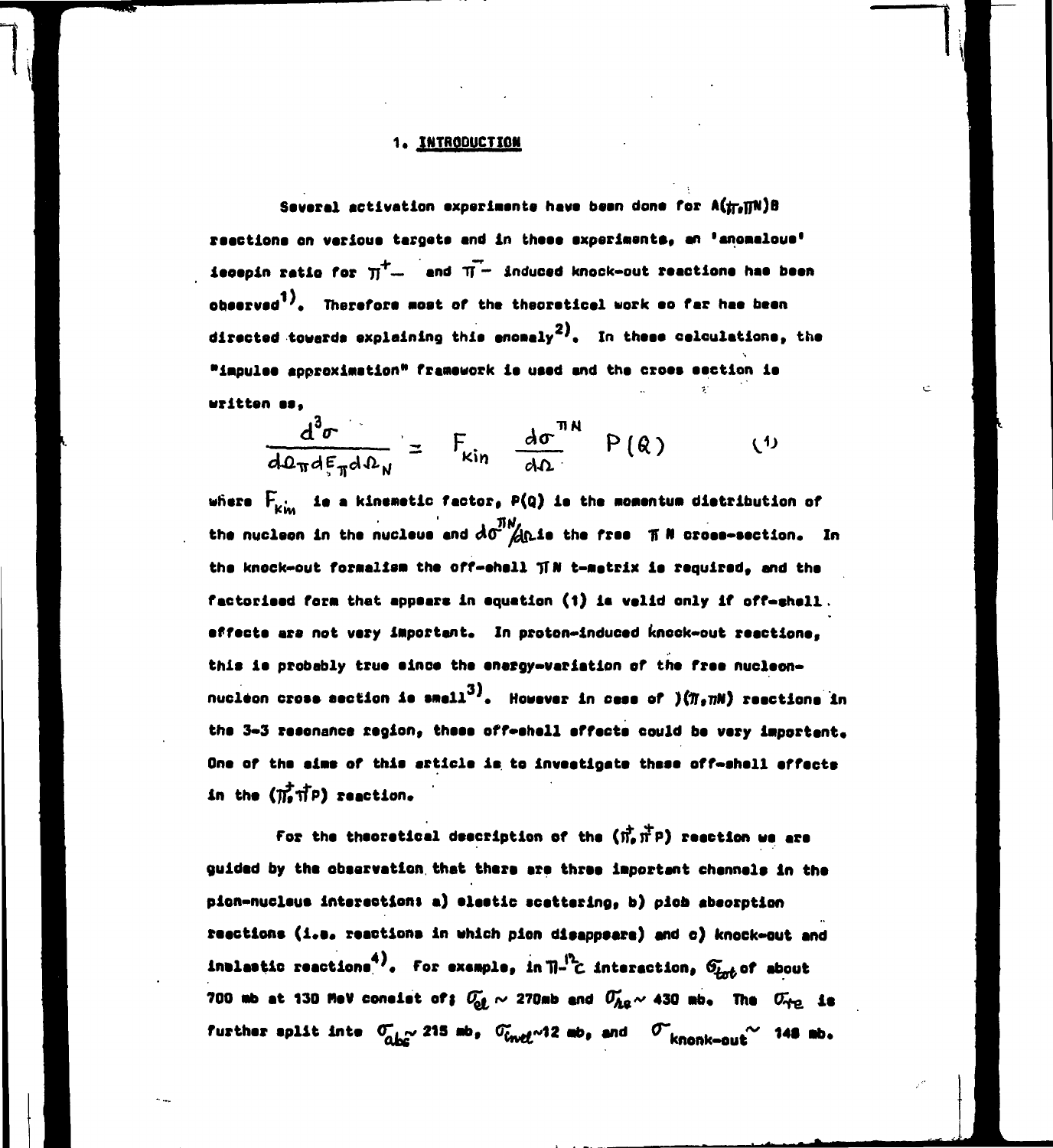## 1. INTRODUCTION

Several activation experiments have been done for $A(\pi,\pi N)B$ reactions on various targets and in these experiments, an 'anomalous' isospin ratio for $\pi^+$– and $\pi^-$– induced knock-out reactions has been observed[1]. Therefore most of the theoretical work so far has been directed towards explaining this anomaly[2]. In these calculations, the "impulse approximation" framework is used and the cross section is written as,

$$\frac{d^3\sigma}{d\Omega_\pi dE_\pi d\Omega_N} = F_{kin} \frac{d\sigma^{\pi N}}{d\Omega} P(Q) \qquad (1)$$

where $F_{kin}$ is a kinematic factor, $P(Q)$ is the momentum distribution of the nucleon in the nucleus and $d\sigma^{\pi N}/d\Omega$ is the free $\pi N$ cross-section. In the knock-out formalism the off-shell $\pi N$ t-matrix is required, and the factorised form that appears in equation (1) is valid only if off-shell effects are not very important. In proton-induced knock-out reactions, this is probably true since the energy-variation of the free nucleon-nucleon cross section is small[3]. However in case of )($\pi,\pi N$) reactions in the 3-3 resonance region, these off-shell effects could be very important. One of the aims of this article is to investigate these off-shell effects in the ($\pi^+,\pi^+ p$) reaction.

For the theoretical description of the ($\pi^+,\pi^+ p$) reaction we are guided by the observation that there are three important channels in the pion-nucleus interaction: a) elastic scattering, b) piob absorption reactions (i.e. reactions in which pion disappears) and c) knock-out and inelastic reactions[4]. For example, in $\pi$-$^{12}C$ interaction, $\sigma_{tot}$ of about 700 mb at 130 MeV consist of; $\sigma_{el} \sim 270$mb and $\sigma_{re} \sim 430$ mb. The $\sigma_{re}$ is further split into $\sigma_{abs} \sim 215$ mb, $\sigma_{inel} \sim 12$ mb, and $\sigma_{knonk\text{-}out} \sim 148$ mb.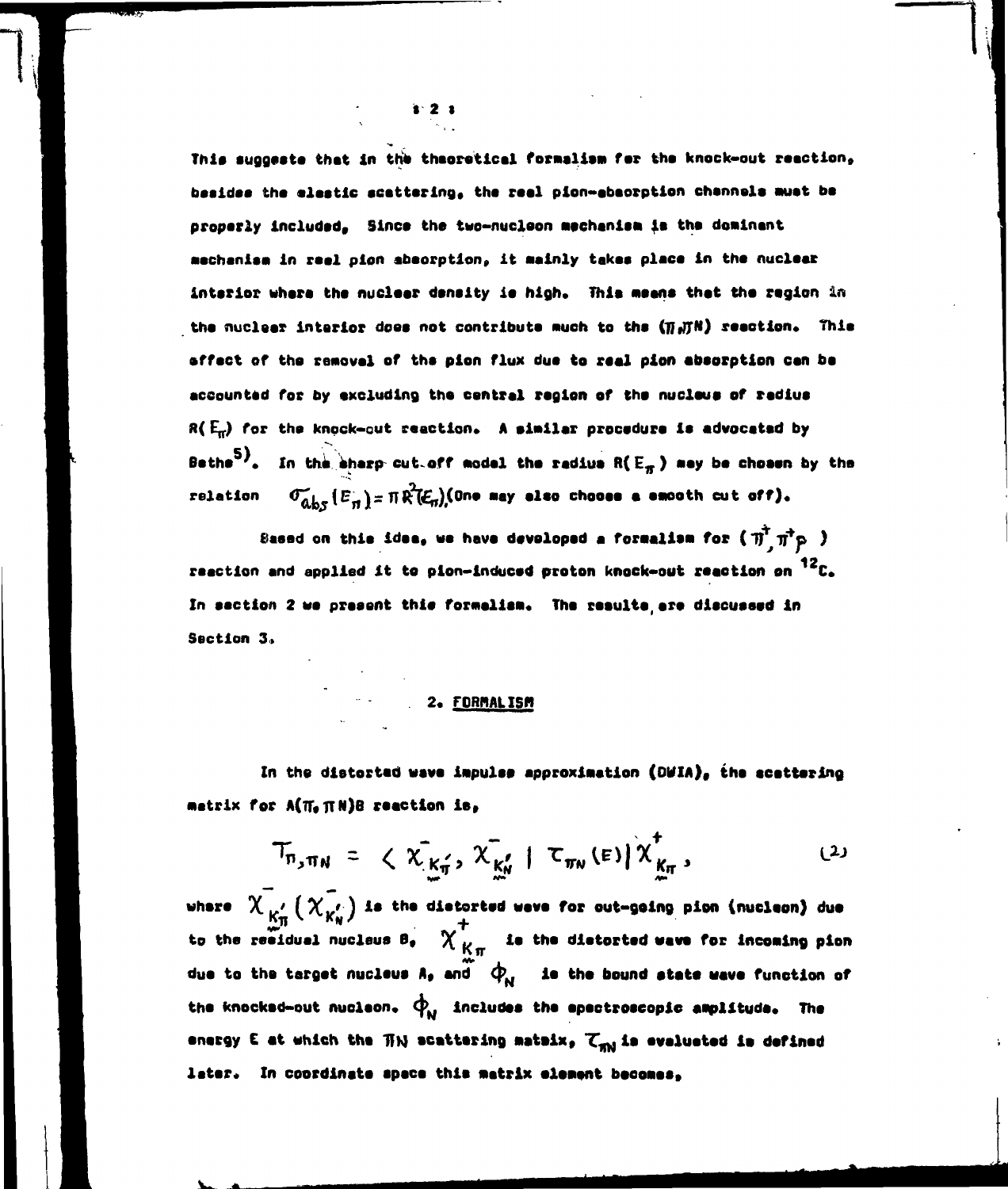This suggests that in the theoretical formalism for the knock-out reaction, besides the elastic scattering, the real pion-absorption channels must be properly included. Since the two-nucleon mechanism is the dominant mechanism in real pion absorption, it mainly takes place in the nuclear interior where the nuclear density is high. This means that the region in the nuclear interior does not contribute much to the $(\pi,\pi N)$ reaction. This effect of the removal of the pion flux due to real pion absorption can be accounted for by excluding the central region of the nucleus of radius $R(E_\pi)$ for the knock-out reaction. A similar procedure is advocated by Bethe[5]. In the sharp cut-off model the radius $R(E_\pi)$ may be chosen by the relation $\sigma_{abs}(E_\pi) = \pi R^2(E_\pi)$. (One may also choose a smooth cut off).

Based on this idea, we have developed a formalism for $(\pi^+,\pi^+p)$ reaction and applied it to pion-induced proton knock-out reaction on $^{12}C$. In section 2 we present this formalism. The results are discussed in Section 3.

## 2. FORMALISM

In the distorted wave impulse approximation (DWIA), the scattering matrix for $A(\pi,\pi N)B$ reaction is,

$$T_{\pi,\pi N} = \langle \chi^-_{\underset{\sim}{K}'_\pi}, \chi^-_{\underset{\sim}{K}'_N} \mid \tau_{\pi N}(E) \mid \chi^+_{\underset{\sim}{K}_\pi}, \qquad (2)$$

where $\chi^-_{\underset{\sim}{K}'_\pi}$ $(\chi^-_{\underset{\sim}{K}'_N})$ is the distorted wave for out-going pion (nucleon) due to the residual nucleus B, $\chi^+_{\underset{\sim}{K}_\pi}$ is the distorted wave for incoming pion due to the target nucleus A, and $\phi_N$ is the bound state wave function of the knocked-out nucleon. $\phi_N$ includes the spectroscopic amplitude. The energy E at which the $\pi N$ scattering matrix, $\tau_{\pi N}$ is evaluated is defined later. In coordinate space this matrix element becomes,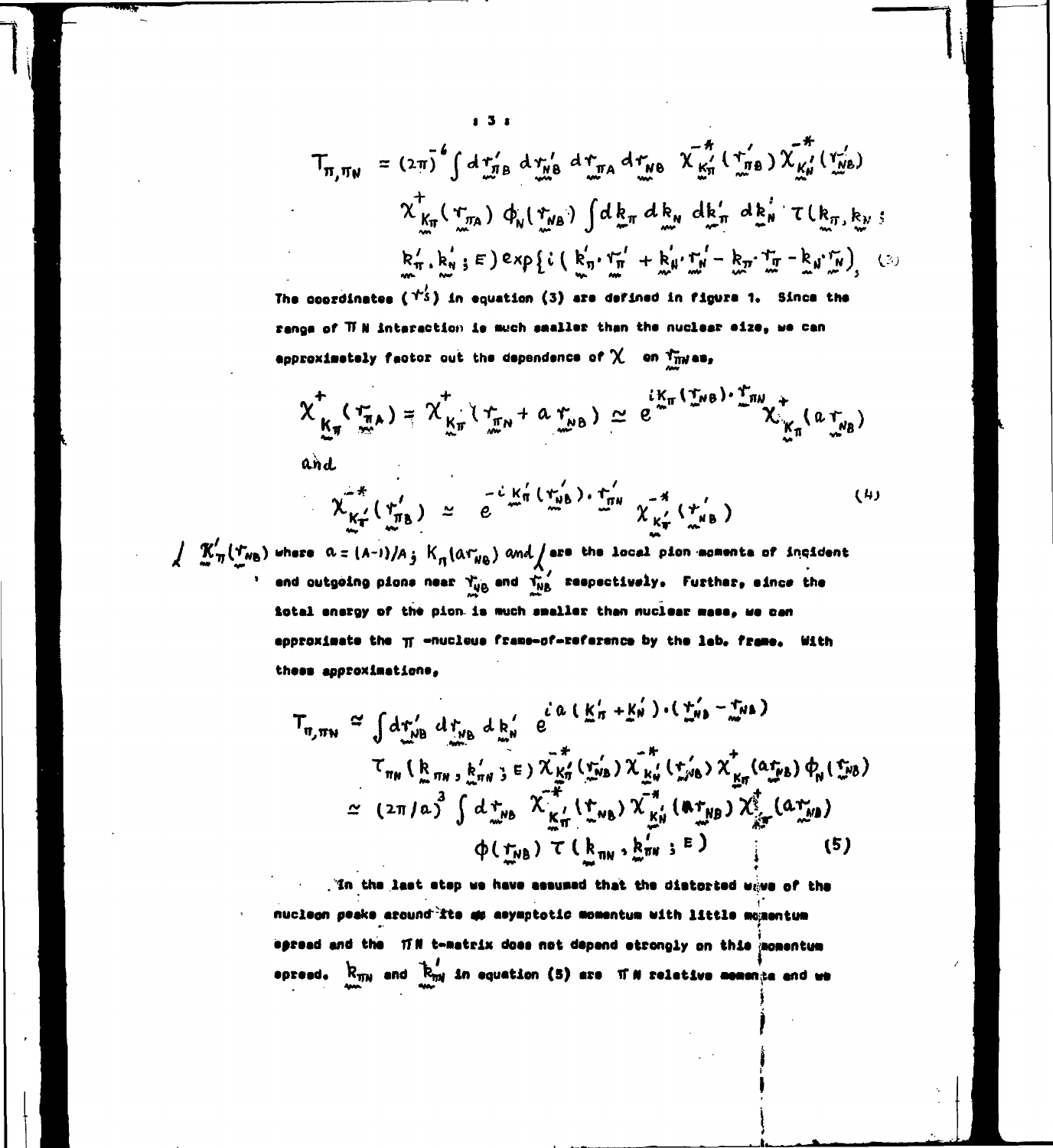$$T_{\pi,\pi N} = (2\pi)^{-6}\int d\underset{\sim}{r}'_{\pi B}\, d\underset{\sim}{r}'_{NB}\, d\underset{\sim}{r}_{\pi A}\, d\underset{\sim}{r}_{NB}\; \chi^{-*}_{\underset{\sim}{K}'_\pi}(\underset{\sim}{r}'_{\pi B})\,\chi^{-*}_{\underset{\sim}{K}'_N}(\underset{\sim}{r}'_{NB})$$

$$\chi^{+}_{\underset{\sim}{K}_\pi}(\underset{\sim}{r}_{\pi A})\,\phi_N(\underset{\sim}{r}_{NB})\int d\underset{\sim}{k}_\pi\, d\underset{\sim}{k}_N\, d\underset{\sim}{k}'_\pi\, d\underset{\sim}{k}'_N\; \tau(\underset{\sim}{k}_\pi, \underset{\sim}{k}_N;$$

$$\underset{\sim}{k}'_\pi, \underset{\sim}{k}'_N; E)\exp\{i(\underset{\sim}{k}'_\pi\cdot\underset{\sim}{r}'_\pi + \underset{\sim}{k}'_N\cdot\underset{\sim}{r}'_N - \underset{\sim}{k}_\pi\cdot\underset{\sim}{r}_\pi - \underset{\sim}{k}_N\cdot\underset{\sim}{r}_N)\}, \quad (3)$$

The coordinates ($r$'s) in equation (3) are defined in figure 1. Since the range of $\pi N$ interaction is much smaller than the nuclear size, we can approximately factor out the dependence of $\chi$ on $\underset{\sim}{r}_{\pi N}$ as,

$$\chi^{+}_{\underset{\sim}{K}_\pi}(\underset{\sim}{r}_{\pi A}) = \chi^{+}_{\underset{\sim}{K}_\pi}(\underset{\sim}{r}_{\pi N} + a\,\underset{\sim}{r}_{NB}) \simeq e^{i\underset{\sim}{K}_\pi(\underset{\sim}{r}_{NB})\cdot\underset{\sim}{r}_{\pi N}}\,\chi^{+}_{\underset{\sim}{K}_\pi}(a\,\underset{\sim}{r}_{NB})$$

and

$$\chi^{-*}_{\underset{\sim}{K}'_\pi}(\underset{\sim}{r}'_{\pi B}) \simeq e^{-i\underset{\sim}{K}'_\pi(\underset{\sim}{r}'_{NB})\cdot\underset{\sim}{r}'_{\pi N}}\,\chi^{-*}_{\underset{\sim}{K}'_\pi}(\underset{\sim}{r}'_{NB}) \quad (4)$$

where $a = (A-1)/A$; $K_\pi(a r_{NB})$ and $\underset{\sim}{K}'_\pi(\underset{\sim}{r}_{NB})$ are the local pion momenta of incident and outgoing pions near $\underset{\sim}{r}_{NB}$ and $\underset{\sim}{r}'_{NB}$ respectively. Further, since the total energy of the pion is much smaller than nuclear mass, we can approximate the $\pi$-nucleus frame-of-reference by the lab. frame. With these approximations,

$$T_{\pi,\pi N} \simeq \int d\underset{\sim}{r}'_{NB}\, d\underset{\sim}{r}_{NB}\, d\underset{\sim}{k}'_N\; e^{ia(\underset{\sim}{K}'_\pi + \underset{\sim}{K}'_N)\cdot(\underset{\sim}{r}'_{NB} - \underset{\sim}{r}_{NB})}$$

$$\tau_{\pi N}(\underset{\sim}{k}_{\pi N}, \underset{\sim}{k}'_{\pi N}; E)\,\chi^{-*}_{\underset{\sim}{K}'_\pi}(\underset{\sim}{r}'_{NB})\,\chi^{-*}_{\underset{\sim}{K}'_N}(\underset{\sim}{r}'_{NB})\,\chi^{+}_{\underset{\sim}{K}_\pi}(a\underset{\sim}{r}_{NB})\,\phi_N(\underset{\sim}{r}_{NB})$$

$$\simeq (2\pi/a)^3\int d\underset{\sim}{r}_{NB}\; \chi^{-*}_{\underset{\sim}{K}'_\pi}(\underset{\sim}{r}_{NB})\,\chi^{-*}_{\underset{\sim}{K}'_N}(a\underset{\sim}{r}_{NB})\,\chi^{+}_{\underset{\sim}{K}_\pi}(a\underset{\sim}{r}_{NB})$$

$$\phi(\underset{\sim}{r}_{NB})\,\tau(\underset{\sim}{k}_{\pi N}, \underset{\sim}{k}'_{\pi N}; E) \quad (5)$$

In the last step we have assumed that the distorted wave of the nucleon peaks around its asymptotic momentum with little momentum spread and the $\pi N$ t-matrix does not depend strongly on this momentum spread. $\underset{\sim}{k}_{\pi N}$ and $\underset{\sim}{k}'_{\pi N}$ in equation (5) are $\pi N$ relative momenta and we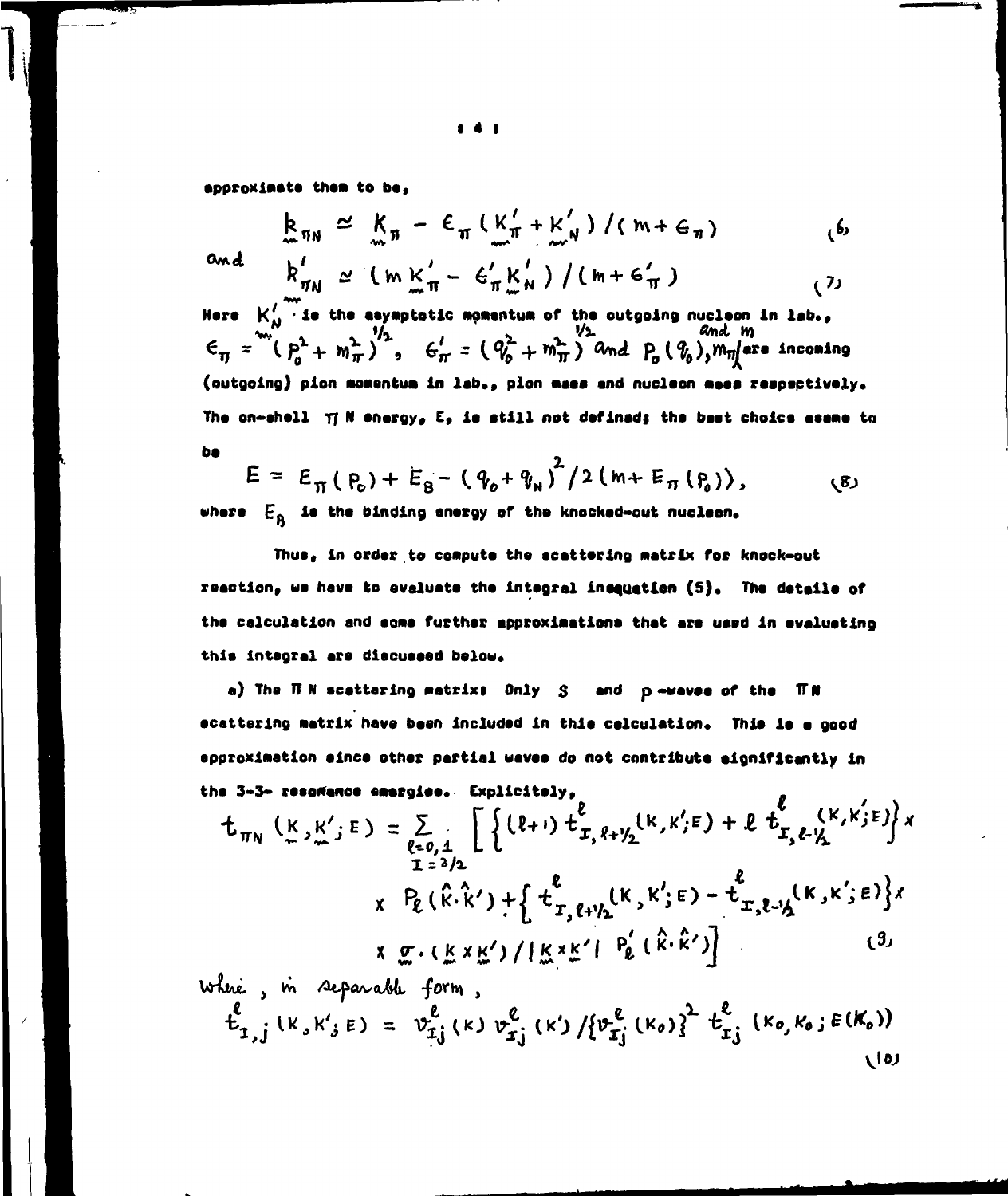approximate them to be,

$$\underset{\sim}{k}_{\pi N} \simeq \underset{\sim}{K}_{\pi} - \epsilon_{\pi} ( \underset{\sim}{K}'_{\pi} + \underset{\sim}{K}'_{N} ) / ( m + \epsilon_{\pi} ) \tag{6}$$

and

$$\underset{\sim}{k}'_{\pi N} \simeq ( m \underset{\sim}{K}'_{\pi} - \epsilon'_{\pi} \underset{\sim}{K}'_{N} ) / ( m + \epsilon'_{\pi} ) \tag{7}$$

Here $\underset{\sim}{K}'_N$ is the asymptotic momentum of the outgoing nucleon in lab., $\epsilon_{\pi} = ( p_0^2 + m_{\pi}^2 )^{1/2}$, $\epsilon'_{\pi} = ( q_0^2 + m_{\pi}^2 )^{1/2}$ and $p_0 (q_0)$, $m_{\pi}$ and $m$ are incoming (outgoing) pion momentum in lab., pion mass and nucleon mass respectively. The on-shell $\pi N$ energy, $E$, is still not defined; the best choice seems to be

$$E = E_{\pi} ( p_0 ) + E_B - ( q_0 + q_N )^2 / 2 ( m + E_{\pi} ( p_0 ) ), \tag{8}$$

where $E_B$ is the binding energy of the knocked-out nucleon.

Thus, in order to compute the scattering matrix for knock-out reaction, we have to evaluate the integral inequation (5). The details of the calculation and some further approximations that are used in evaluating this integral are discussed below.

a) The $\pi N$ scattering matrix: Only $s$ and $p$-waves of the $\pi N$ scattering matrix have been included in this calculation. This is a good approximation since other partial waves do not contribute significantly in the 3-3- resonance energies. Explicitely,

$$t_{\pi N} ( \underset{\sim}{K}, \underset{\sim}{K}'; E ) = \sum_{\substack{\ell = 0, 1 \\ I = 3/2}} \Big[ \Big\{ ( \ell + 1 ) t^{\ell}_{I, \ell + 1/2} ( K, K'; E ) + \ell \, t^{\ell}_{I, \ell - 1/2} ( K, K'; E ) \Big\} \times P_{\ell} ( \hat{K} \cdot \hat{K}' ) + \Big\{ t^{\ell}_{I, \ell + 1/2} ( K, K'; E ) - t^{\ell}_{I, \ell - 1/2} ( K, K'; E ) \Big\} \times \underset{\sim}{\sigma} \cdot ( \underset{\sim}{K} \times \underset{\sim}{K}' ) / | \underset{\sim}{K} \times \underset{\sim}{K}' | \; P'_{\ell} ( \hat{K} \cdot \hat{K}' ) \Big] \tag{9}$$

where, in separable form,

$$t^{\ell}_{I, j} ( K, K'; E ) = v^{\ell}_{Ij} ( K ) \, v^{\ell}_{Ij} ( K' ) / \{ v^{\ell}_{Ij} ( K_0 ) \}^2 \, t^{\ell}_{Ij} ( K_0, K_0 ; E ( K_0 ) ) \tag{10}$$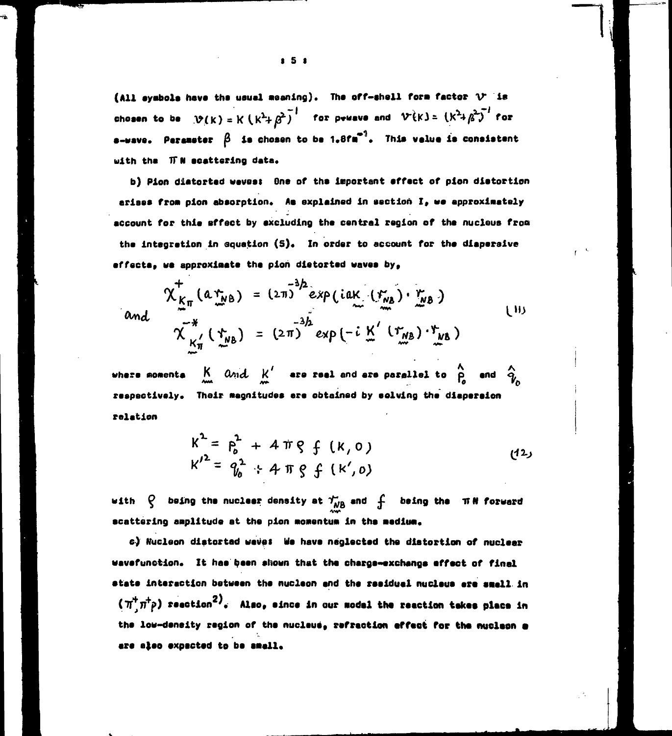(All symbols have the usual meaning). The off-shell form factor $v$ is chosen to be $v(K) = K\,(K^2+\beta^2)^{-1}$ for p-wave and $v(K) = (K^2+\beta^2)^{-1}$ for s-wave. Parameter $\beta$ is chosen to be 1.8fm$^{-1}$. This value is consistent with the $\pi N$ scattering data.

b) Pion distorted waves: One of the important effect of pion distortion arises from pion absorption. As explained in section I, we approximately account for this effect by excluding the central region of the nucleus from the integration in equation (5). In order to account for the dispersive effects, we approximate the pion distorted waves by,

$$
\begin{aligned}
\chi^{+}_{\underset{\sim}{K}_\pi}(a\underset{\sim}{r}_{NB}) &= (2\pi)^{-3/2} \exp(ia\underset{\sim}{K}(\underset{\sim}{r}_{NB})\cdot\underset{\sim}{r}_{NB}) \\
\text{and} \qquad \chi^{-*}_{\underset{\sim}{K}'_\pi}(\underset{\sim}{r}_{NB}) &= (2\pi)^{-3/2} \exp(-i\underset{\sim}{K}'(\underset{\sim}{r}_{NB})\cdot\underset{\sim}{r}_{NB})
\end{aligned}
\tag{11}
$$

where momenta $\underset{\sim}{K}$ and $\underset{\sim}{K}'$ are real and are parallel to $\hat{p}_0$ and $\hat{q}_0$ respectively. Their magnitudes are obtained by solving the dispersion relation

$$
\begin{aligned}
K^2 &= p_0^2 + 4\pi\rho f(K,0) \\
K'^2 &= q_0^2 + 4\pi\rho f(K',0)
\end{aligned}
\tag{12}
$$

with $\rho$ being the nuclear density at $\underset{\sim}{r}_{NB}$ and $f$ being the $\pi N$ forward scattering amplitude at the pion momentum in the medium.

c) Nucleon distorted waves: We have neglected the distortion of nuclear wavefunction. It has been shown that the charge-exchange effect of final state interaction between the nucleon and the residual nucleus are small in $(\pi^+,\pi^+p)$ reaction[2]. Also, since in our model the reaction takes place in the low-density region of the nucleus, refraction effect for the nucleon s are also expected to be small.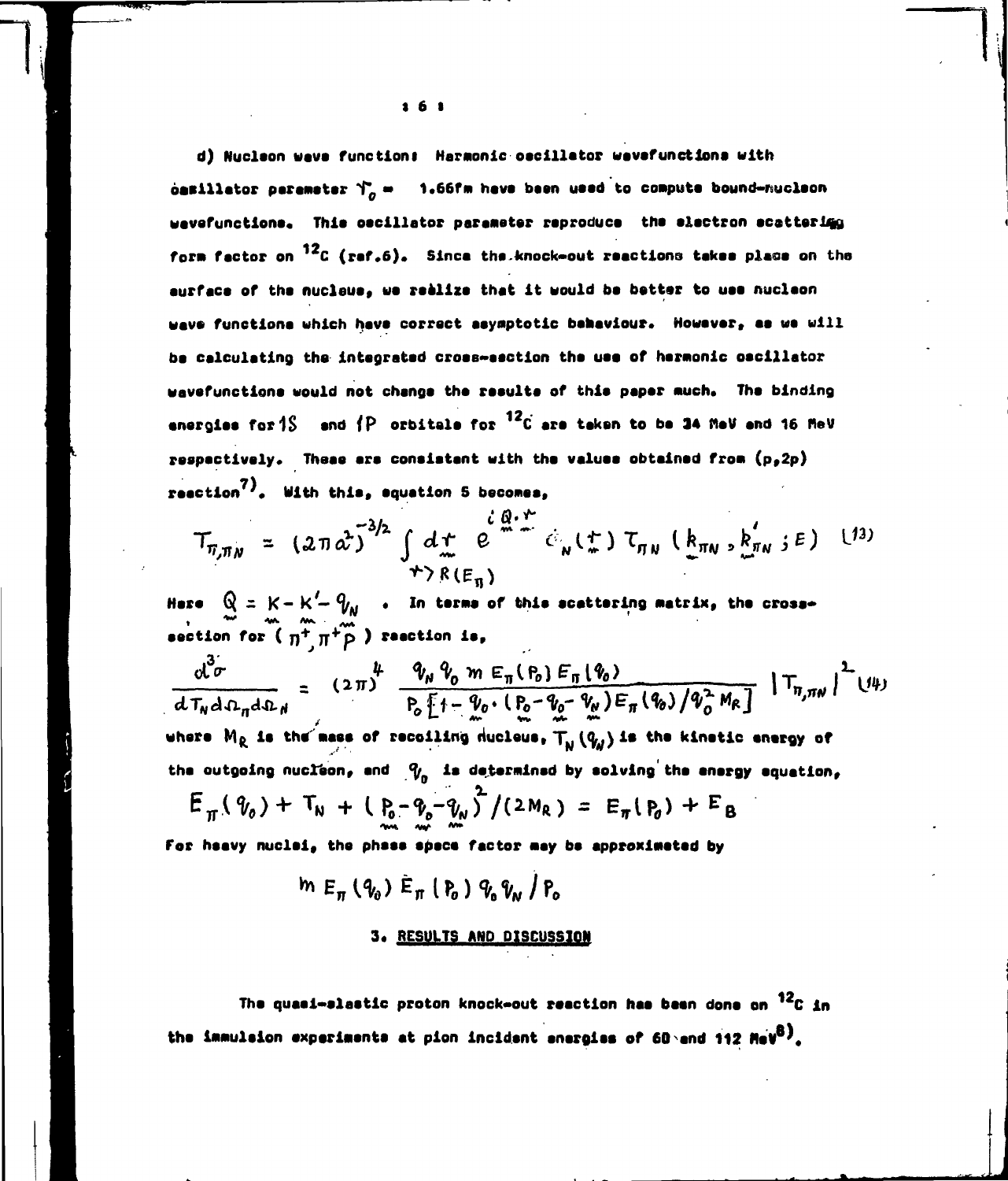d) Nucleon wave function: Harmonic oscillator wavefunctions with oscillator parameter $r_0 = 1.66$fm have been used to compute bound-nucleon wavefunctions. This oscillator parameter reproduce the electron scattering form factor on $^{12}C$ (ref.6). Since the knock-out reactions takes place on the surface of the nucleus, we realize that it would be better to use nucleon wave functions which have correct asymptotic behaviour. However, as we will be calculating the integrated cross-section the use of harmonic oscillator wavefunctions would not change the results of this paper much. The binding energies for 1S and 1P orbitals for $^{12}C$ are taken to be 34 MeV and 16 MeV respectively. These are consistent with the values obtained from (p,2p) reaction[7]. With this, equation 5 becomes,

$$T_{\pi,\pi N} = (2\pi\alpha^2)^{-3/2} \int_{r > R(E_\pi)} d\underset{\sim}{r}\ e^{i \underset{\sim}{Q}\cdot \underset{\sim}{r}}\ \phi_N(\underset{\sim}{r})\ \tau_{\pi N}(\underset{\sim}{k}_{\pi N}, \underset{\sim}{k}'_{\pi N}; E) \quad (13)$$

Here $\underset{\sim}{Q} = \underset{\sim}{K} - \underset{\sim}{K}' - \underset{\sim}{q}_N$ . In terms of this scattering matrix, the cross-section for $(\pi^+, \pi^+ p)$ reaction is,

$$\frac{d^3\sigma}{dT_N d\Omega_\pi d\Omega_N} = (2\pi)^4 \frac{q_N q_0 m E_\pi(P_0) E_\pi(q_0)}{P_0\left[1 - \underset{\sim}{q}_0\cdot(\underset{\sim}{P}_0 - \underset{\sim}{q}_0 - \underset{\sim}{q}_N)E_\pi(q_0)/q_0^2 M_R\right]} \left|T_{\pi,\pi N}\right|^2 \quad (14)$$

where $M_R$ is the mass of recoiling nucleus, $T_N(q_N)$ is the kinetic energy of the outgoing nucleon, and $q_0$ is determined by solving the energy equation,

$$E_\pi(q_0) + T_N + (\underset{\sim}{P}_0 - \underset{\sim}{q}_0 - \underset{\sim}{q}_N)^2/(2M_R) = E_\pi(P_0) + E_B$$

For heavy nuclei, the phase space factor may be approximated by

$$m E_\pi(q_0) E_\pi(P_0) q_0 q_N / P_0$$

## 3. RESULTS AND DISCUSSION

The quasi-elastic proton knock-out reaction has been done on $^{12}C$ in the immulsion experiments at pion incident energies of 60 and 112 MeV[8].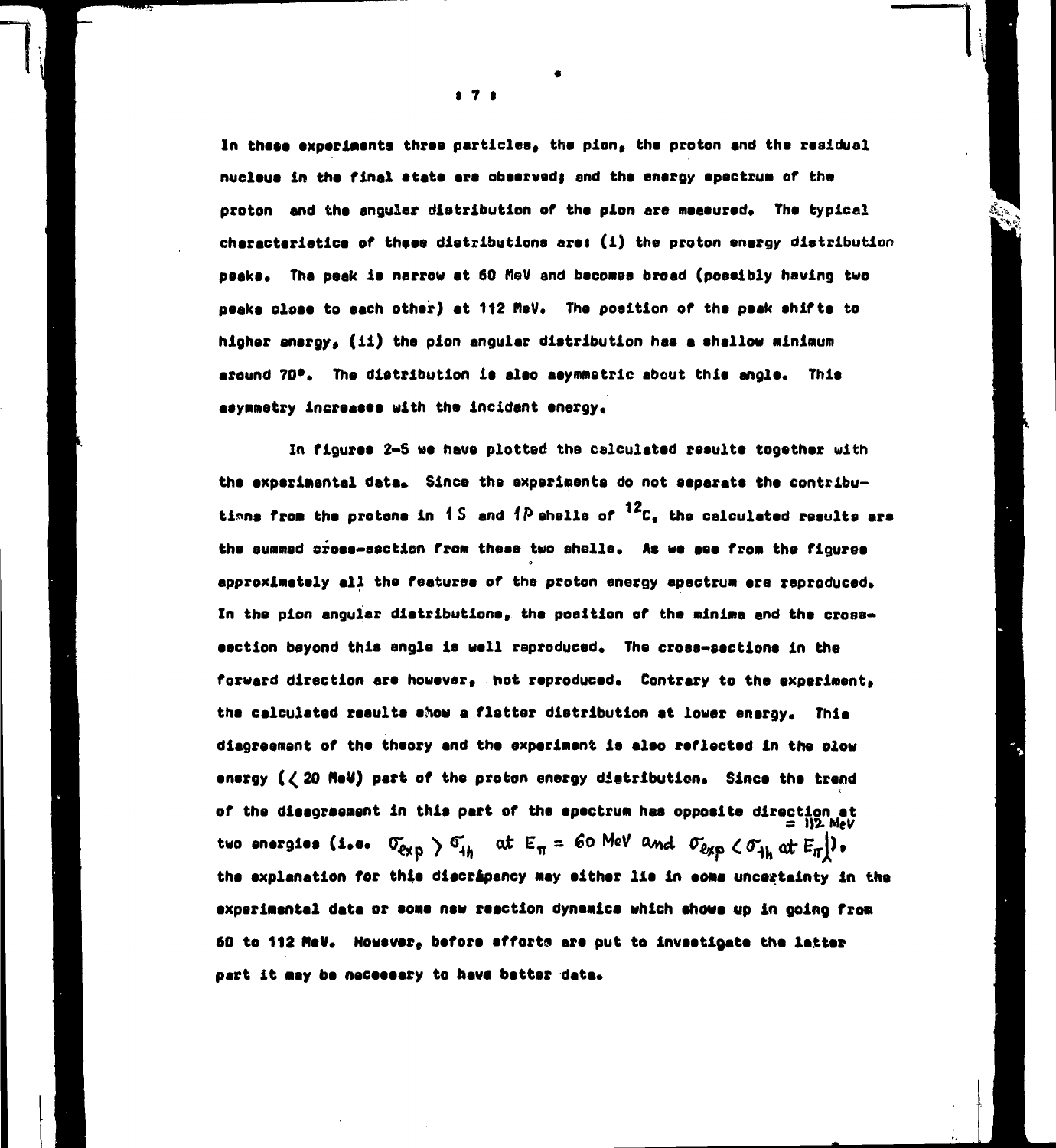In these experiments three particles, the pion, the proton and the residual nucleus in the final state are observed; and the energy spectrum of the proton and the angular distribution of the pion are measured. The typical characteristics of these distributions are: (i) the proton energy distribution peaks. The peak is narrow at 60 MeV and becomes broad (possibly having two peaks close to each other) at 112 MeV. The position of the peak shifts to higher energy, (ii) the pion angular distribution has a shallow minimum around 70°. The distribution is also asymmetric about this angle. This asymmetry increases with the incident energy.

In figures 2-5 we have plotted the calculated results together with the experimental data. Since the experiments do not separate the contributions from the protons in $1S$ and $1P$ shells of $^{12}C$, the calculated results are the summed cross-section from these two shells. As we see from the figures approximately all the features of the proton energy spectrum are reproduced. In the pion angular distributions, the position of the minima and the cross-section beyond this angle is well reproduced. The cross-sections in the forward direction are however, not reproduced. Contrary to the experiment, the calculated results show a flatter distribution at lower energy. This disagreement of the theory and the experiment is also reflected in the slow energy ($<$ 20 MeV) part of the proton energy distribution. Since the trend of the disagreement in this part of the spectrum has opposite direction at two energies (i.e. $\sigma_{exp} > \sigma_{th}$ at $E_\pi = 60$ MeV and $\sigma_{exp} < \sigma_{th}$ at $E_\pi = 112$ MeV), the explanation for this discrepancy may either lie in some uncertainty in the experimental data or some new reaction dynamics which shows up in going from 60 to 112 MeV. However, before efforts are put to investigate the latter part it may be necessary to have better data.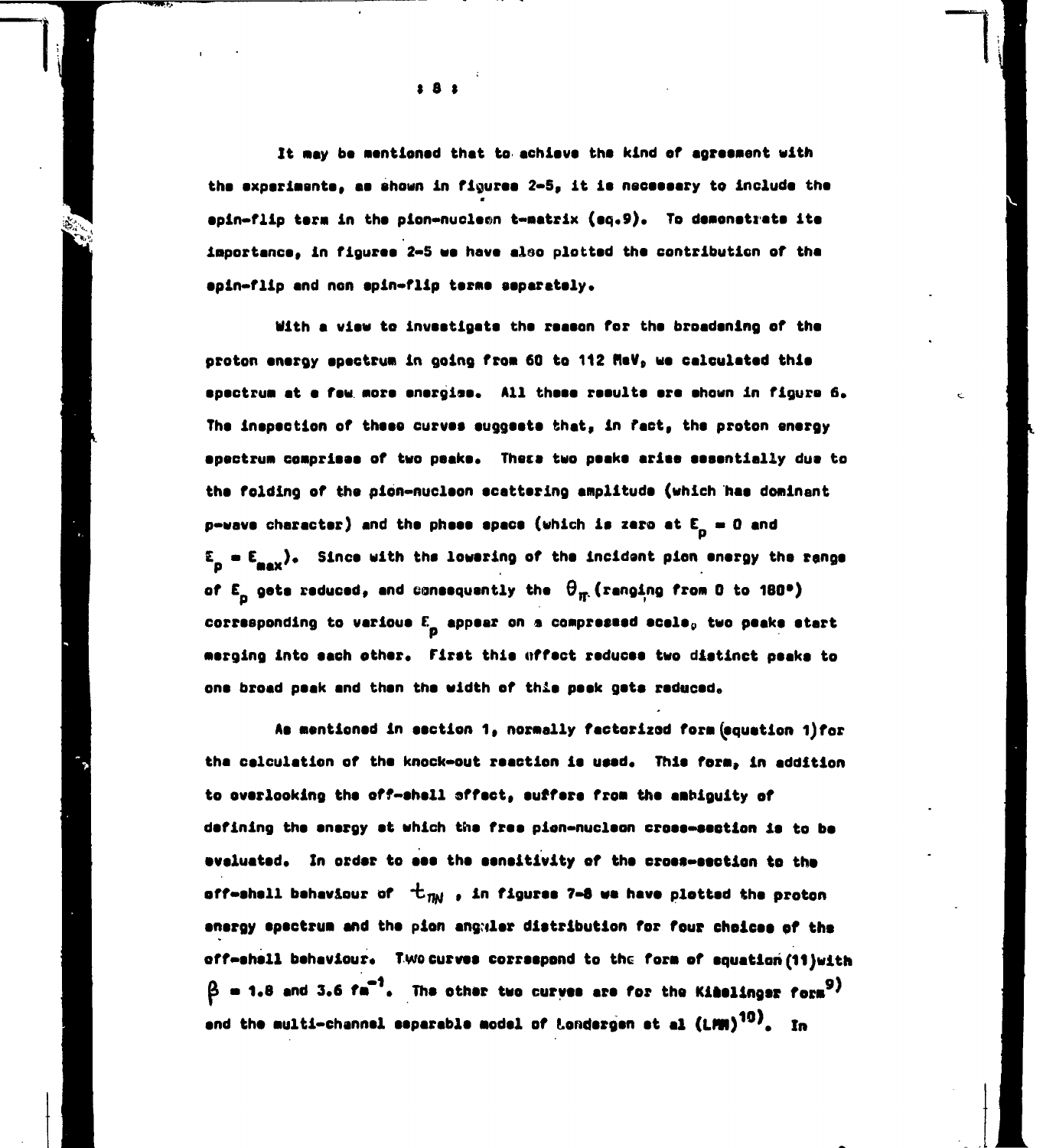It may be mentioned that to achieve the kind of agreement with the experiments, as shown in figures 2-5, it is necessary to include the spin-flip term in the pion-nucleon t-matrix (eq.9). To demonstrate its importance, in figures 2-5 we have also plotted the contribution of the spin-flip and non spin-flip terms separately.

With a view to investigate the reason for the broadening of the proton energy spectrum in going from 60 to 112 MeV, we calculated this spectrum at a few more energies. All these results are shown in figure 6. The inspection of these curves suggests that, in fact, the proton energy spectrum comprises of two peaks. These two peaks arise essentially due to the folding of the pion-nucleon scattering amplitude (which has dominant p-wave character) and the phase space (which is zero at $E_p = 0$ and $E_p = E_{max}$). Since with the lowering of the incident pion energy the range of $E_p$ gets reduced, and consequently the $\theta_\pi$ (ranging from 0 to 180°) corresponding to various $E_p$ appear on a compressed scale, two peaks start merging into each other. First this effect reduces two distinct peaks to one broad peak and then the width of this peak gets reduced.

As mentioned in section 1, normally factorized form (equation 1) for the calculation of the knock-out reaction is used. This form, in addition to overlooking the off-shell effect, suffers from the ambiguity of defining the energy at which the free pion-nucleon cross-section is to be evaluated. In order to see the sensitivity of the cross-section to the off-shell behaviour of $t_{\pi N}$, in figures 7-8 we have plotted the proton energy spectrum and the pion angular distribution for four choices of the off-shell behaviour. Two curves correspond to the form of equation (11) with $\beta = 1.8$ and $3.6\ fm^{-1}$. The other two curves are for the Kisslinger form[9] and the multi-channel separable model of Londergan et al (LMM)[10]. In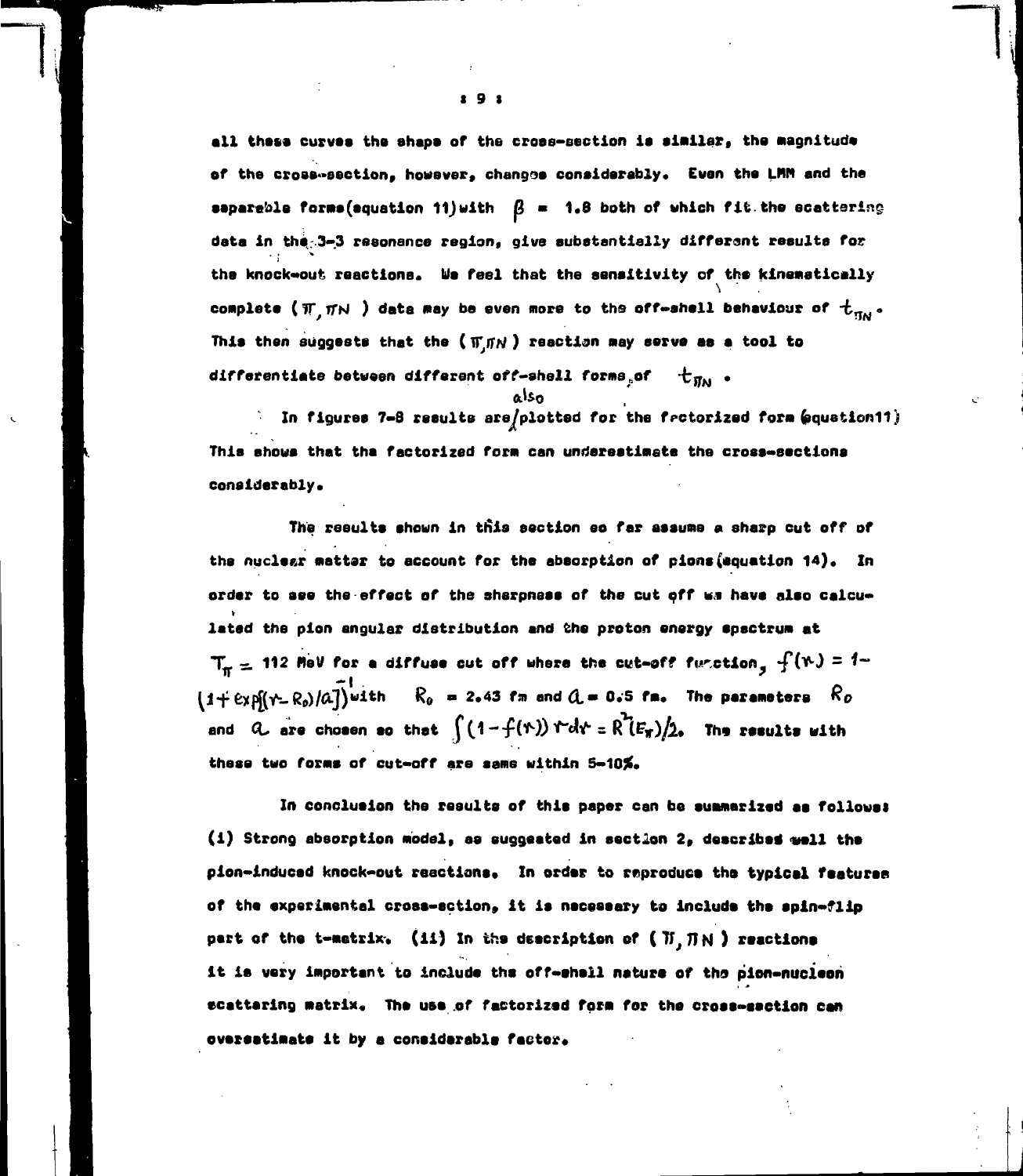all these curves the shape of the cross-section is similar, the magnitude of the cross-section, however, changes considerably. Even the LMM and the separable forms (equation 11) with $\beta$ = 1.8 both of which fit the scattering data in the 3-3 resonance region, give substantially different results for the knock-out reactions. We feel that the sensitivity of the kinematically complete ($\pi, \pi N$) data may be even more to the off-shell behaviour of $t_{\pi N}$. This then suggests that the ($\pi, \pi N$) reaction may serve as a tool to differentiate between different off-shell forms of $t_{\pi N}$.

In figures 7-8 results are also plotted for the factorized form (equation 11). This shows that the factorized form can underestimate the cross-sections considerably.

The results shown in this section so far assume a sharp cut off of the nuclear matter to account for the absorption of pions (equation 14). In order to see the effect of the sharpness of the cut off we have also calculated the pion angular distribution and the proton energy spectrum at $T_\pi$ = 112 MeV for a diffuse cut off where the cut-off function, $f(r) = 1 - (1 + \exp[(r - R_0)/a])^{-1}$ with $R_0$ = 2.43 fm and $a$ = 0.5 fm. The parameters $R_0$ and $a$ are chosen so that $\int (1 - f(r)) r\, dr = R^2(E_\pi)/2$. The results with these two forms of cut-off are same within 5-10%.

In conclusion the results of this paper can be summarized as follows: (i) Strong absorption model, as suggested in section 2, describes well the pion-induced knock-out reactions. In order to reproduce the typical features of the experimental cross-section, it is necessary to include the spin-flip part of the t-matrix. (ii) In the description of ($\pi, \pi N$) reactions it is very important to include the off-shell nature of the pion-nucleon scattering matrix. The use of factorized form for the cross-section can overestimate it by a considerable factor.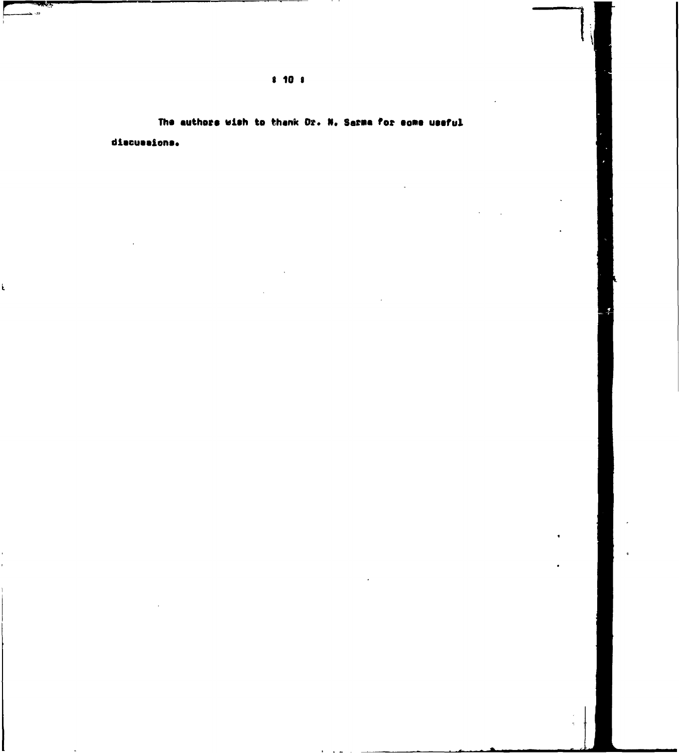The authors wish to thank Dr. N. Sarma for some useful discussions.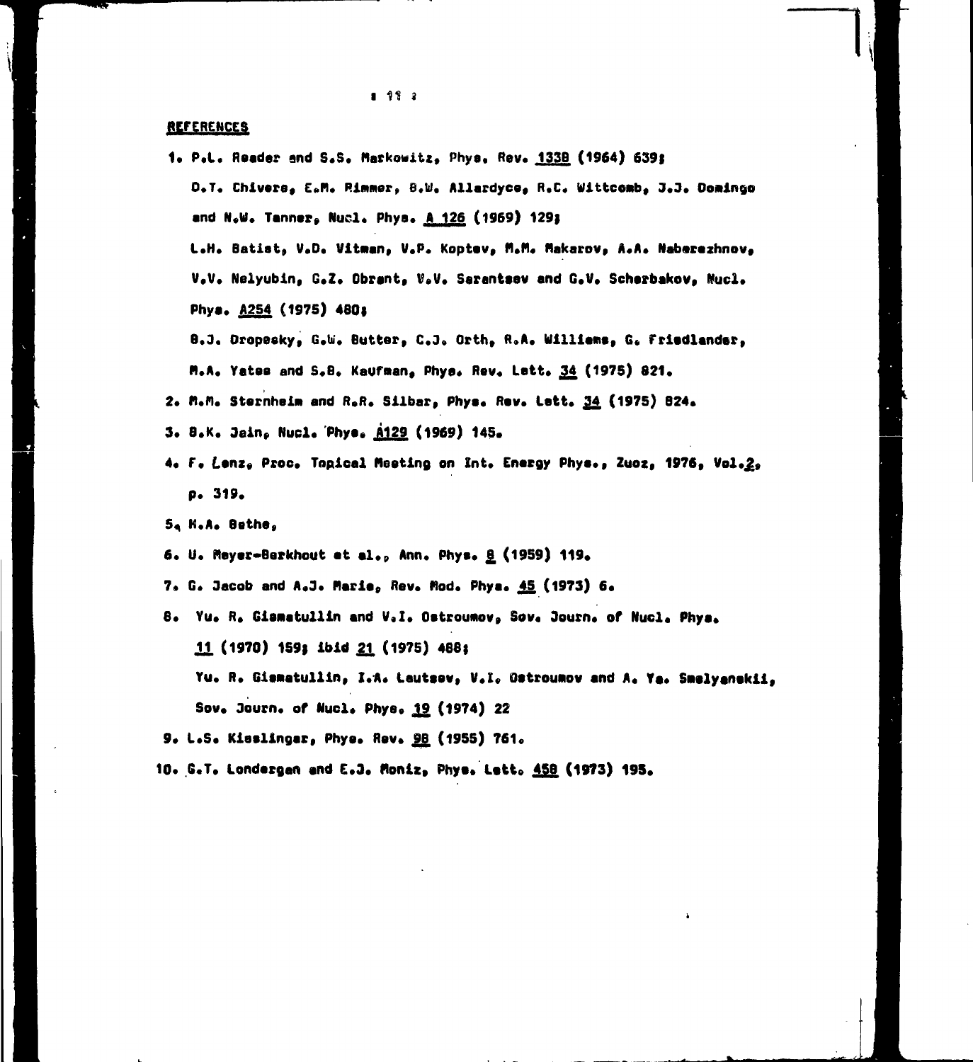## REFERENCES

1. P.L. Reeder and S.S. Markowitz, Phys. Rev. 133B (1964) 639;
   D.T. Chivers, E.M. Rimmer, B.W. Allardyce, R.C. Wittcomb, J.J. Domingo and N.W. Tanner, Nucl. Phys. A 126 (1969) 129;
   L.H. Batist, V.D. Vitman, V.P. Koptev, M.M. Makarov, A.A. Naberezhnov, V.V. Nelyubin, G.Z. Obrant, V.V. Sarantsev and G.V. Scherbakov, Nucl. Phys. A254 (1975) 480;
   B.J. Dropesky, G.W. Butter, C.J. Orth, R.A. Williams, G. Friedlander, M.A. Yates and S.B. Kaufman, Phys. Rev. Lett. 34 (1975) 821.
2. M.M. Sternheim and R.R. Silbar, Phys. Rev. Lett. 34 (1975) 824.
3. B.K. Jain, Nucl. Phys. A129 (1969) 145.
4. F. Lenz, Proc. Topical Meeting on Int. Energy Phys., Zuoz, 1976, Vol.2, p. 319.
5. H.A. Bethe,
6. U. Meyer-Berkhout et al., Ann. Phys. 8 (1959) 119.
7. G. Jacob and A.J. Maris, Rev. Mod. Phys. 45 (1973) 6.
8. Yu. R. Gismatullin and V.I. Ostroumov, Sov. Journ. of Nucl. Phys. 11 (1970) 159; ibid 21 (1975) 488;
   Yu. R. Gismatullin, I.A. Lautsev, V.I. Ostroumov and A. Ya. Smelyanskii, Sov. Journ. of Nucl. Phys. 19 (1974) 22
9. L.S. Kisslinger, Phys. Rev. 98 (1955) 761.
10. G.T. Londergan and E.J. Moniz, Phys. Lett. 45B (1973) 195.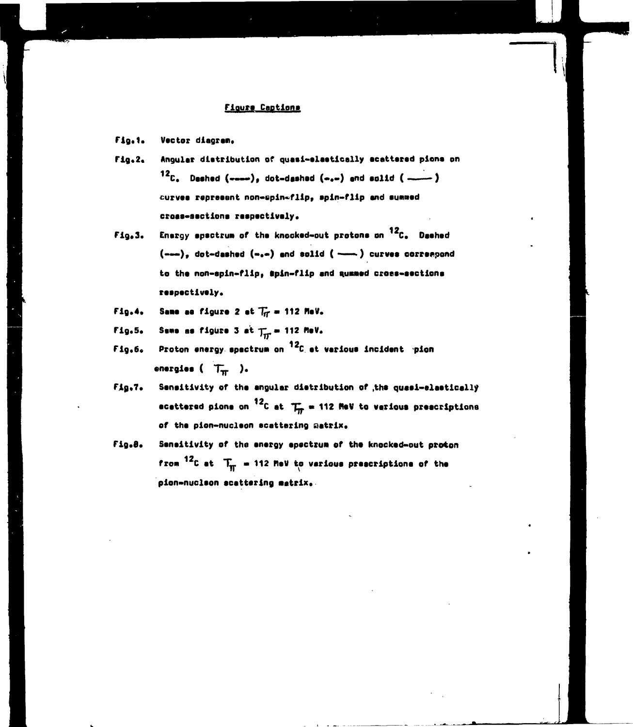## Figure Captions

Fig.1. Vector diagram.

Fig.2. Angular distribution of quasi-elastically scattered pions on $^{12}C$. Dashed (----), dot-dashed (-.-) and solid ( —— ) curves represent non-spin-flip, spin-flip and summed cross-sections respectively.

Fig.3. Energy spectrum of the knocked-out protons on $^{12}C$. Dashed (---), dot-dashed (-.-) and solid ( —— ) curves correspond to the non-spin-flip, spin-flip and summed cross-sections respectively.

Fig.4. Same as figure 2 at $T_\pi$ = 112 MeV.

Fig.5. Same as figure 3 at $T_\pi$ = 112 MeV.

Fig.6. Proton energy spectrum on $^{12}C$ at various incident pion energies ( $T_\pi$ ).

Fig.7. Sensitivity of the angular distribution of the quasi-elastically scattered pions on $^{12}C$ at $T_\pi$ = 112 MeV to various prescriptions of the pion-nucleon scattering matrix.

Fig.8. Sensitivity of the energy spectrum of the knocked-out proton from $^{12}C$ at $T_\pi$ = 112 MeV to various prescriptions of the pion-nucleon scattering matrix.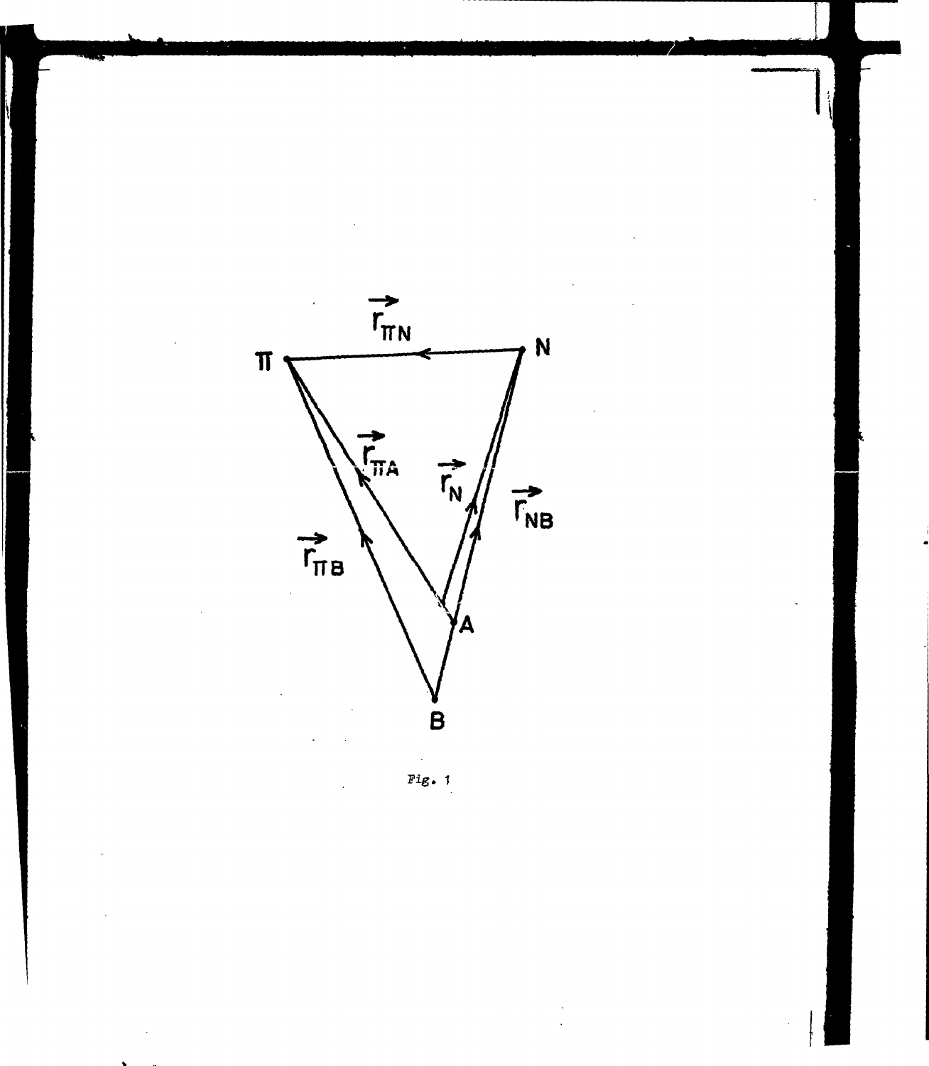$\vec{r}_{\pi N}$

$\pi$

N

$\vec{r}_{\pi A}$

$\vec{r}_{N}$

$\vec{r}_{NB}$

$\vec{r}_{\pi B}$

A

B

Fig. 1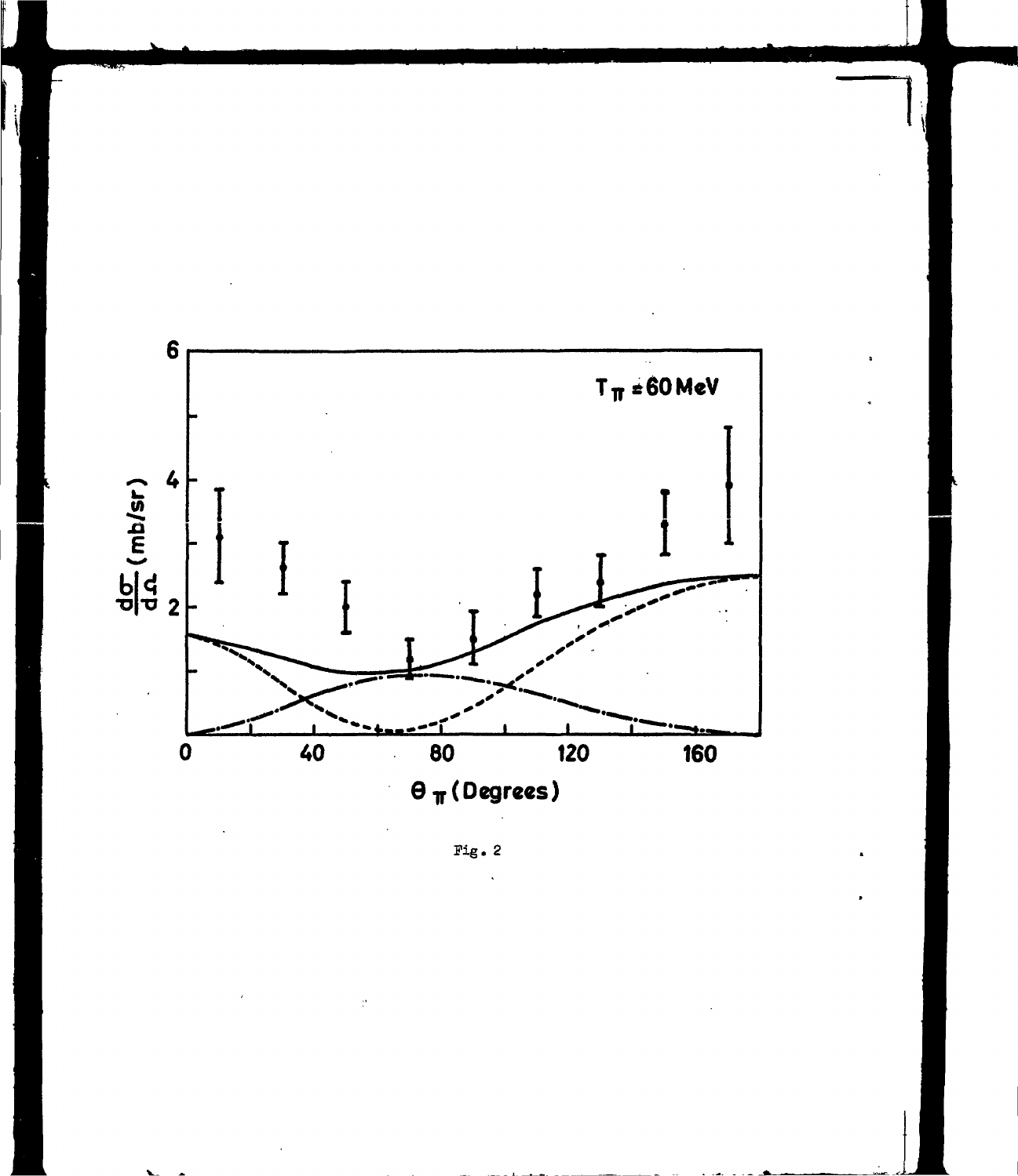Fig. 2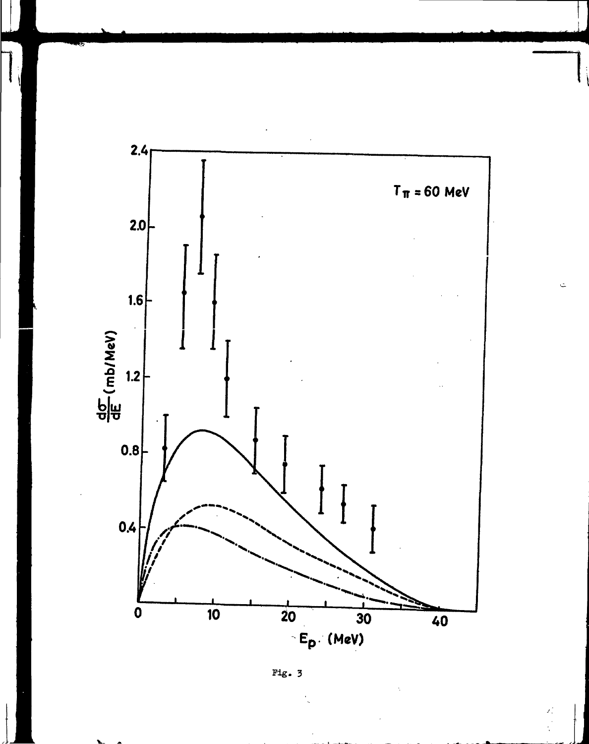2.4

2.0

1.6

1.2

0.8

0.4

0

$\frac{d\sigma}{dE}$ (mb/MeV)

$T_\pi = 60$ MeV

0 10 20 30 40

$E_p$ (MeV)

Fig. 3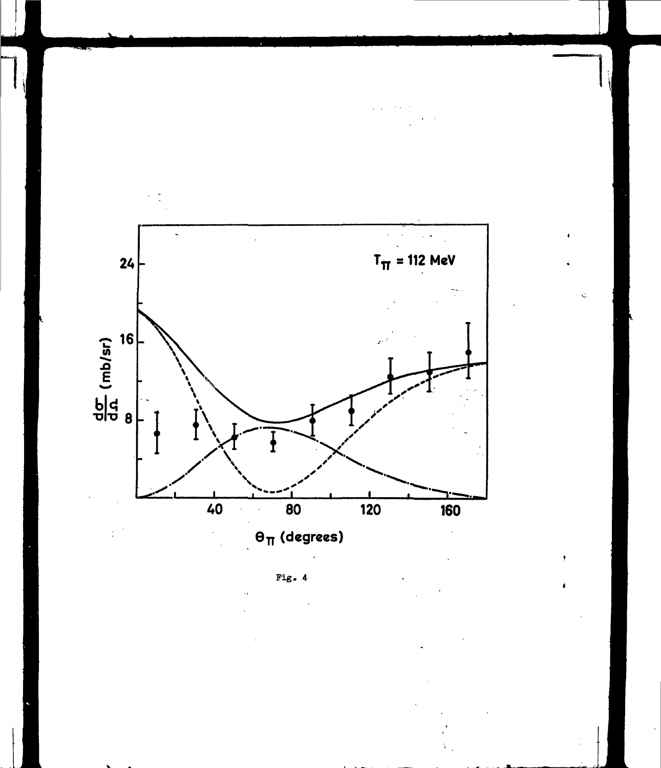$T_\pi = 112$ MeV

24

16

8

$\frac{d\sigma}{d\Omega}$ (mb/sr)

40

80

120

160

$\Theta_\pi$ (degrees)

Fig. 4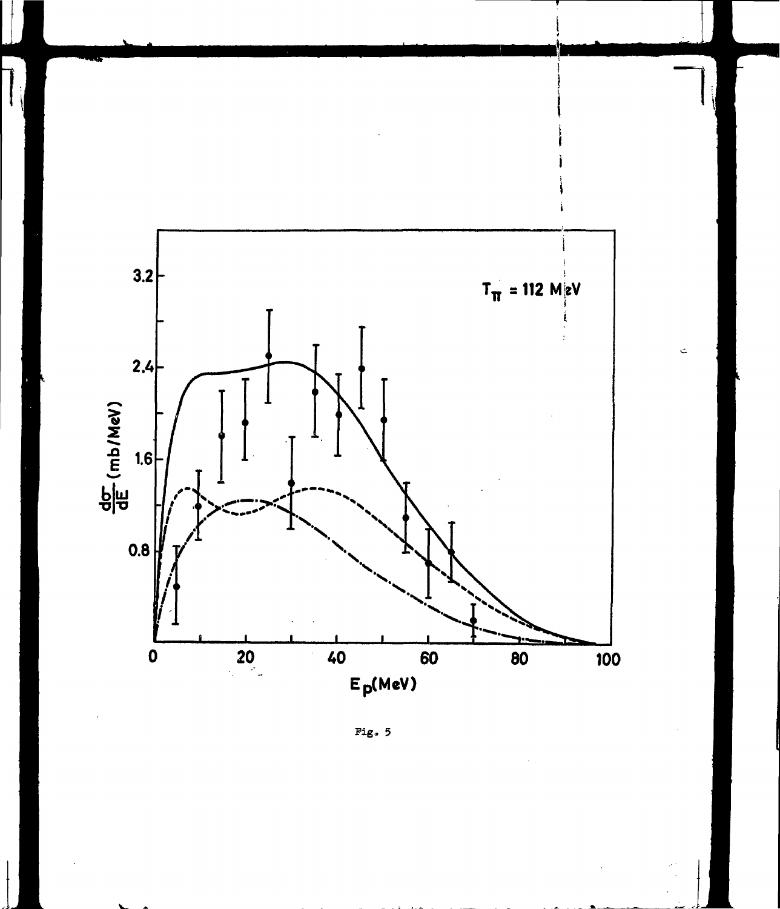$T_{\pi}$ = 112 MeV

3.2

2.4

1.6

0.8

$\frac{d\sigma}{dE}$ (mb/MeV)

0

20

40

60

80

100

$E_p$(MeV)

Fig. 5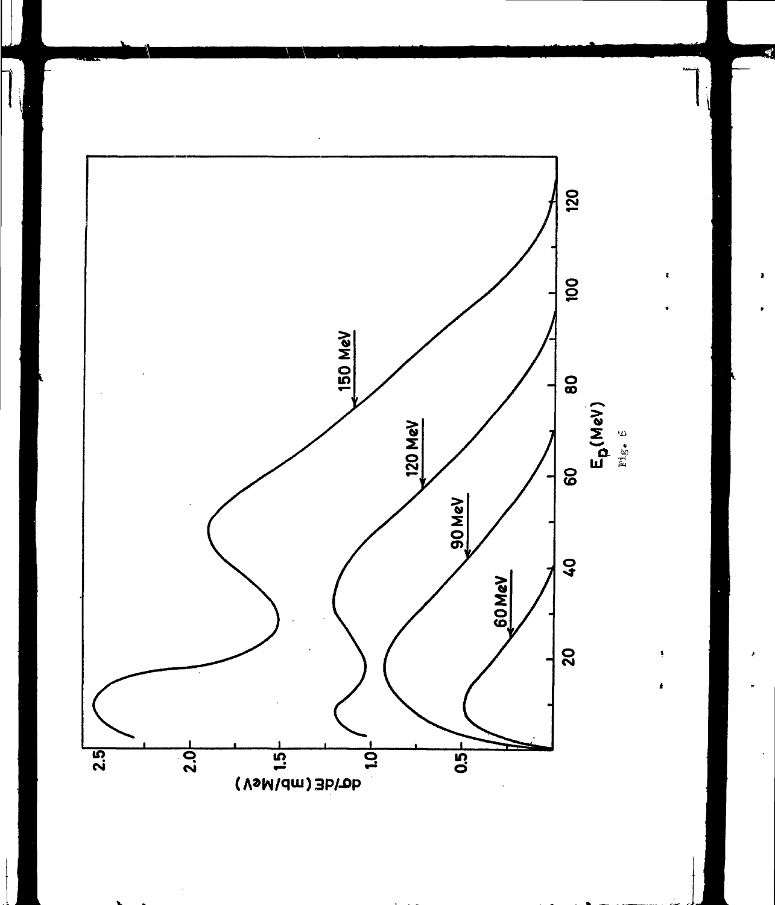150 MeV

120 MeV

90 MeV

60 MeV

2.5

2.0

1.5

1.0

0.5

dσ/dE (mb/MeV)

20

40

60

80

100

120

$E_p$(MeV)

Fig. 6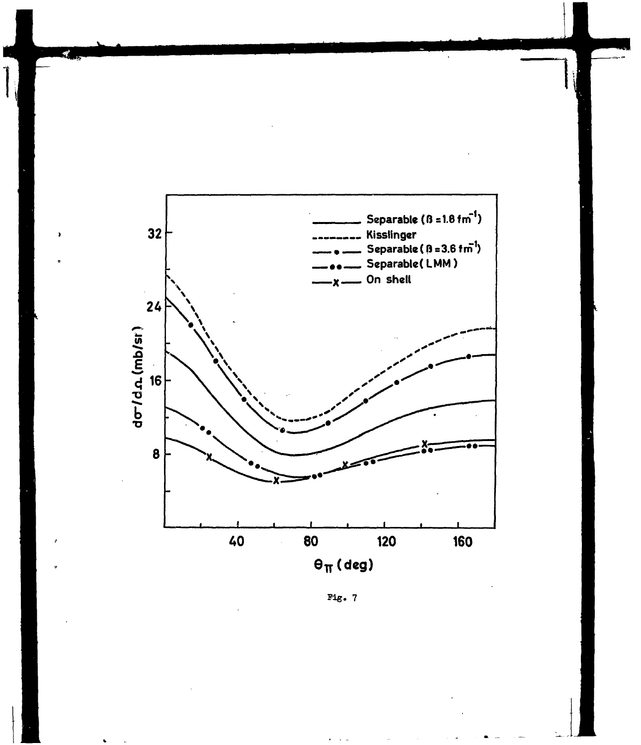Separable ($\beta = 1.8\ fm^{-1}$)

Kisslinger

Separable ($\beta = 3.6\ fm^{-1}$)

Separable (LMM)

On shell

32

24

16

8

$d\sigma/d\Omega$ (mb/sr)

40

80

120

160

$\theta_\pi$ (deg)

Fig. 7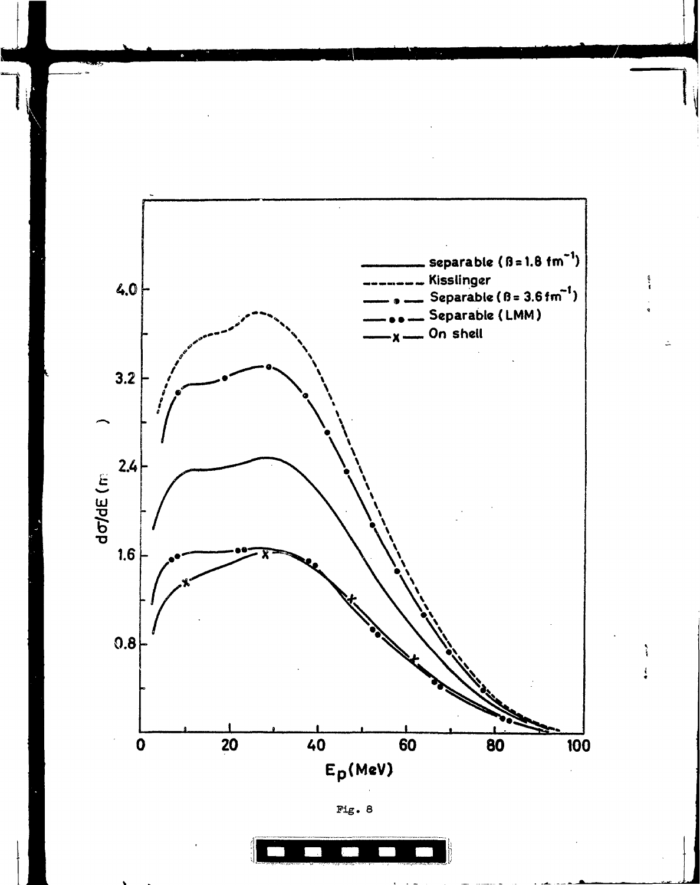separable (β = 1.8 fm$^{-1}$)

Kisslinger

Separable (β = 3.6 fm$^{-1}$)

Separable (LMM)

On shell

4.0

3.2

2.4

1.6

0.8

dσ/dE (m

0

20

40

60

80

100

$E_p$(MeV)

Fig. 8